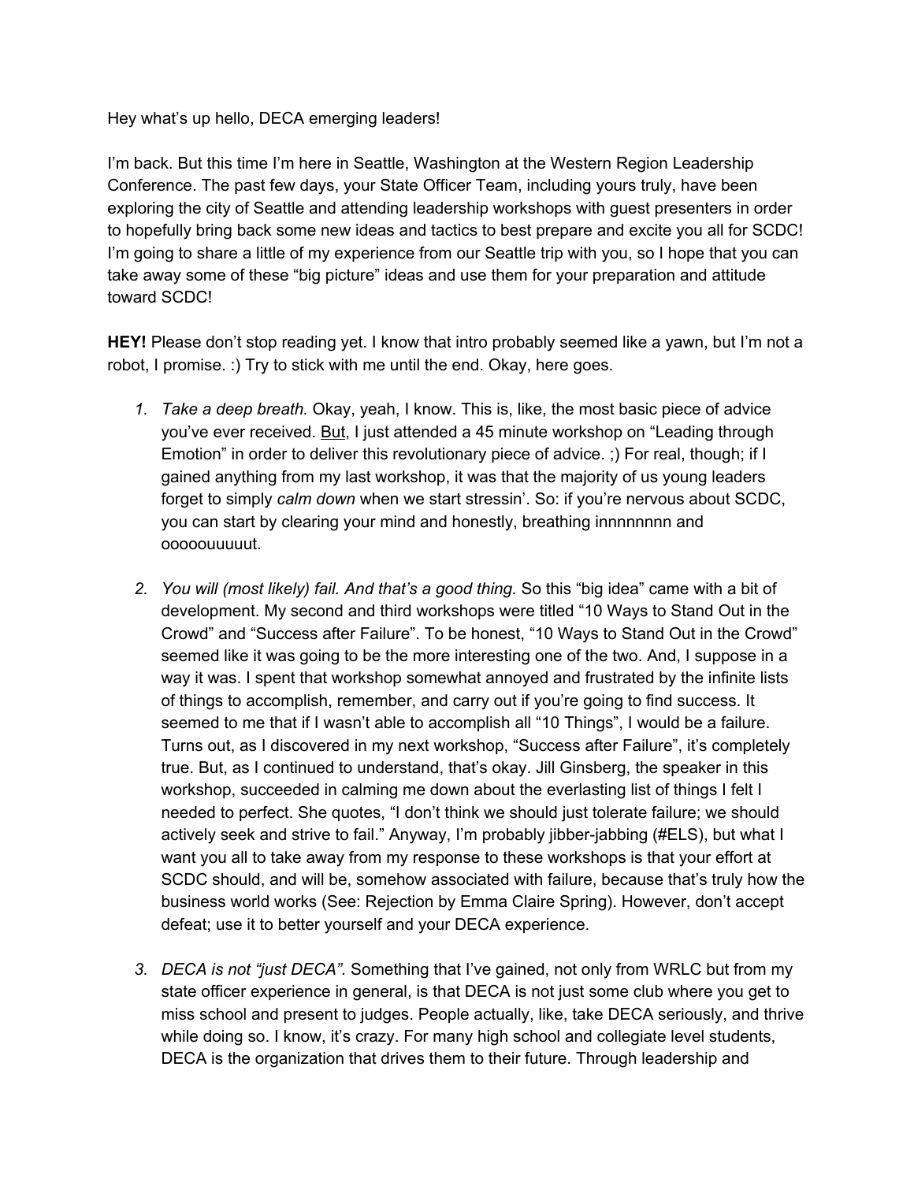Hey what's up hello, DECA emerging leaders!

I'm back. But this time I'm here in Seattle, Washington at the Western Region Leadership Conference. The past few days, your State Officer Team, including yours truly, have been exploring the city of Seattle and attending leadership workshops with guest presenters in order to hopefully bring back some new ideas and tactics to best prepare and excite you all for SCDC! I'm going to share a little of my experience from our Seattle trip with you, so I hope that you can take away some of these "big picture" ideas and use them for your preparation and attitude toward SCDC!

**HEY!** Please don't stop reading yet. I know that intro probably seemed like a yawn, but I'm not a robot, I promise. :) Try to stick with me until the end. Okay, here goes.

1. *Take a deep breath.* Okay, yeah, I know. This is, like, the most basic piece of advice you've ever received. <u>But</u>, I just attended a 45 minute workshop on "Leading through Emotion" in order to deliver this revolutionary piece of advice. ;) For real, though; if I gained anything from my last workshop, it was that the majority of us young leaders forget to simply *calm down* when we start stressin'. So: if you're nervous about SCDC, you can start by clearing your mind and honestly, breathing innnnnnnn and ooooouuuuut.

2. *You will (most likely) fail. And that's a good thing.* So this "big idea" came with a bit of development. My second and third workshops were titled "10 Ways to Stand Out in the Crowd" and "Success after Failure". To be honest, "10 Ways to Stand Out in the Crowd" seemed like it was going to be the more interesting one of the two. And, I suppose in a way it was. I spent that workshop somewhat annoyed and frustrated by the infinite lists of things to accomplish, remember, and carry out if you're going to find success. It seemed to me that if I wasn't able to accomplish all "10 Things", I would be a failure. Turns out, as I discovered in my next workshop, "Success after Failure", it's completely true. But, as I continued to understand, that's okay. Jill Ginsberg, the speaker in this workshop, succeeded in calming me down about the everlasting list of things I felt I needed to perfect. She quotes, "I don't think we should just tolerate failure; we should actively seek and strive to fail." Anyway, I'm probably jibber-jabbing (#ELS), but what I want you all to take away from my response to these workshops is that your effort at SCDC should, and will be, somehow associated with failure, because that's truly how the business world works (See: Rejection by Emma Claire Spring). However, don't accept defeat; use it to better yourself and your DECA experience.

3. *DECA is not "just DECA".* Something that I've gained, not only from WRLC but from my state officer experience in general, is that DECA is not just some club where you get to miss school and present to judges. People actually, like, take DECA seriously, and thrive while doing so. I know, it's crazy. For many high school and collegiate level students, DECA is the organization that drives them to their future. Through leadership and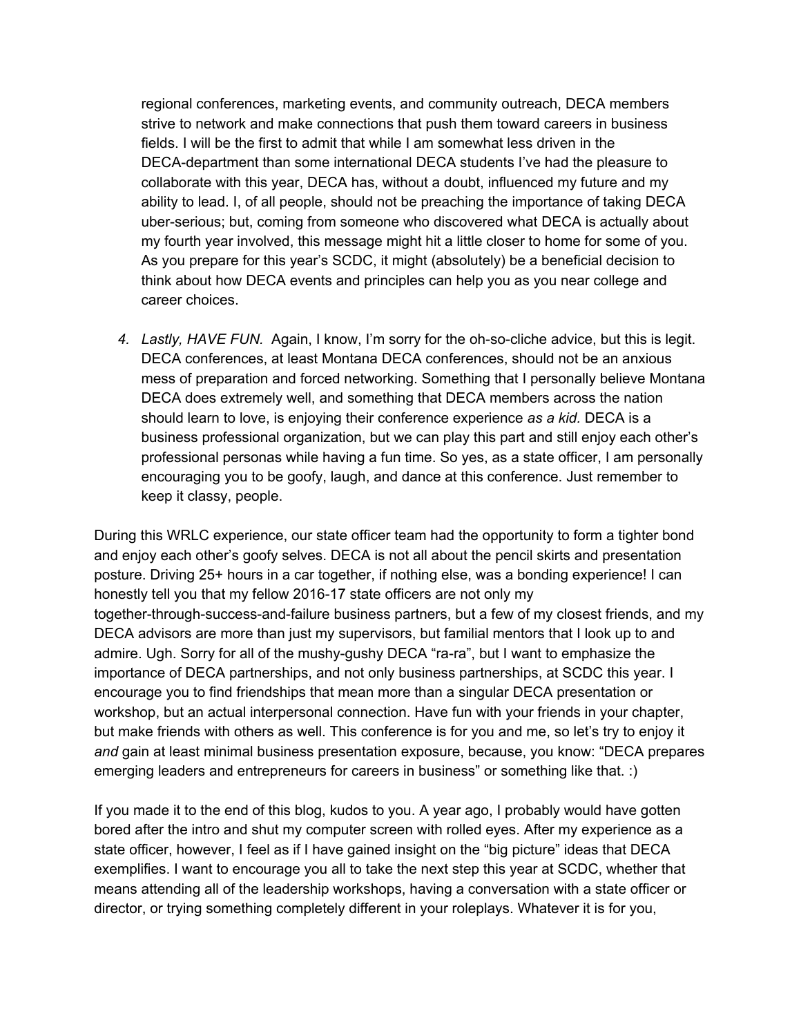regional conferences, marketing events, and community outreach, DECA members strive to network and make connections that push them toward careers in business fields. I will be the first to admit that while I am somewhat less driven in the DECA-department than some international DECA students I've had the pleasure to collaborate with this year, DECA has, without a doubt, influenced my future and my ability to lead. I, of all people, should not be preaching the importance of taking DECA uber-serious; but, coming from someone who discovered what DECA is actually about my fourth year involved, this message might hit a little closer to home for some of you. As you prepare for this year's SCDC, it might (absolutely) be a beneficial decision to think about how DECA events and principles can help you as you near college and career choices.

4. *Lastly, HAVE FUN.* Again, I know, I'm sorry for the oh-so-cliche advice, but this is legit. DECA conferences, at least Montana DECA conferences, should not be an anxious mess of preparation and forced networking. Something that I personally believe Montana DECA does extremely well, and something that DECA members across the nation should learn to love, is enjoying their conference experience *as a kid.* DECA is a business professional organization, but we can play this part and still enjoy each other's professional personas while having a fun time. So yes, as a state officer, I am personally encouraging you to be goofy, laugh, and dance at this conference. Just remember to keep it classy, people.

During this WRLC experience, our state officer team had the opportunity to form a tighter bond and enjoy each other's goofy selves. DECA is not all about the pencil skirts and presentation posture. Driving 25+ hours in a car together, if nothing else, was a bonding experience! I can honestly tell you that my fellow 2016-17 state officers are not only my together-through-success-and-failure business partners, but a few of my closest friends, and my DECA advisors are more than just my supervisors, but familial mentors that I look up to and admire. Ugh. Sorry for all of the mushy-gushy DECA "ra-ra", but I want to emphasize the importance of DECA partnerships, and not only business partnerships, at SCDC this year. I encourage you to find friendships that mean more than a singular DECA presentation or workshop, but an actual interpersonal connection. Have fun with your friends in your chapter, but make friends with others as well. This conference is for you and me, so let's try to enjoy it *and* gain at least minimal business presentation exposure, because, you know: "DECA prepares emerging leaders and entrepreneurs for careers in business" or something like that. :)

If you made it to the end of this blog, kudos to you. A year ago, I probably would have gotten bored after the intro and shut my computer screen with rolled eyes. After my experience as a state officer, however, I feel as if I have gained insight on the "big picture" ideas that DECA exemplifies. I want to encourage you all to take the next step this year at SCDC, whether that means attending all of the leadership workshops, having a conversation with a state officer or director, or trying something completely different in your roleplays. Whatever it is for you,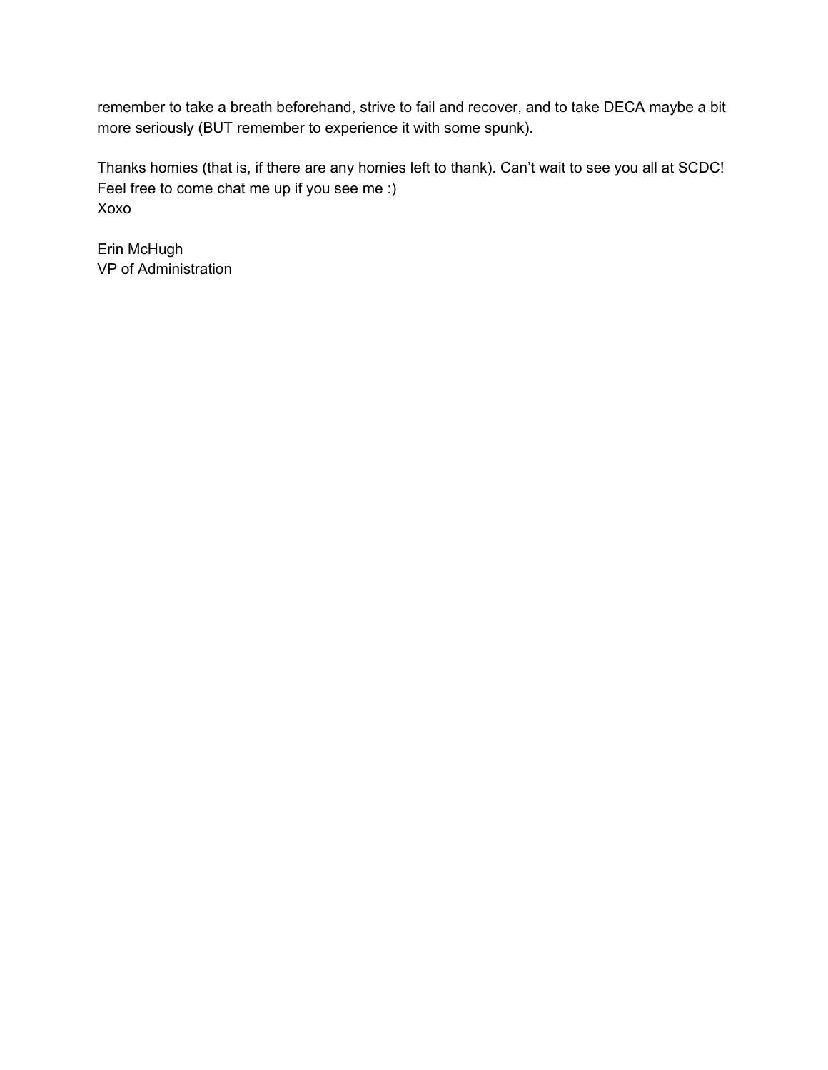remember to take a breath beforehand, strive to fail and recover, and to take DECA maybe a bit more seriously (BUT remember to experience it with some spunk).

Thanks homies (that is, if there are any homies left to thank). Can't wait to see you all at SCDC! Feel free to come chat me up if you see me :)
Xoxo

Erin McHugh
VP of Administration